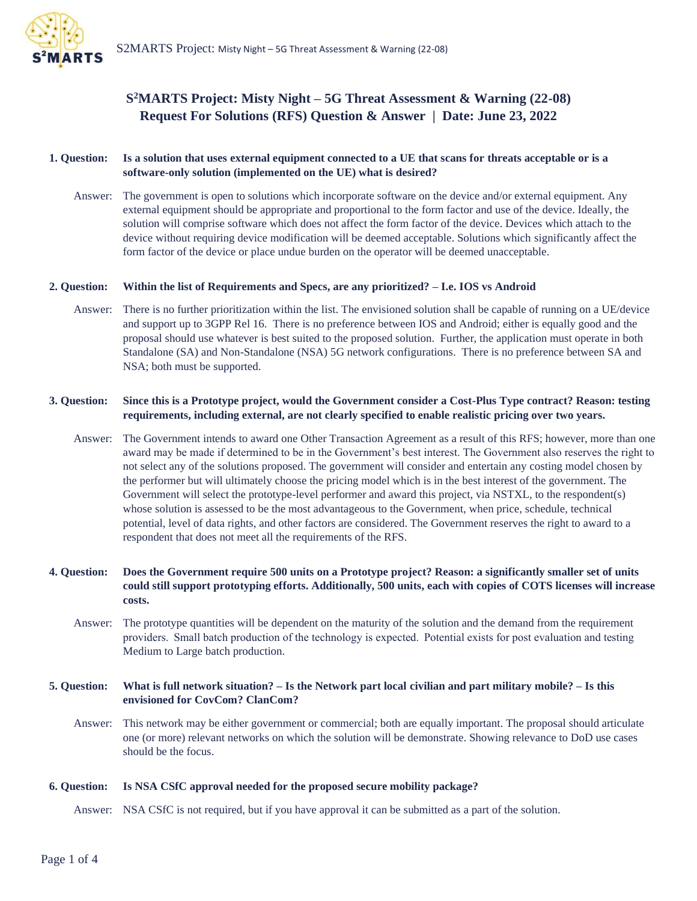# S²MARTS Project: Misty Night – 5G Threat Assessment & Warning (22-08)
## Request For Solutions (RFS) Question & Answer | Date: June 23, 2022

**1. Question: Is a solution that uses external equipment connected to a UE that scans for threats acceptable or is a software-only solution (implemented on the UE) what is desired?**

Answer: The government is open to solutions which incorporate software on the device and/or external equipment. Any external equipment should be appropriate and proportional to the form factor and use of the device. Ideally, the solution will comprise software which does not affect the form factor of the device. Devices which attach to the device without requiring device modification will be deemed acceptable. Solutions which significantly affect the form factor of the device or place undue burden on the operator will be deemed unacceptable.

**2. Question: Within the list of Requirements and Specs, are any prioritized? – I.e. IOS vs Android**

Answer: There is no further prioritization within the list. The envisioned solution shall be capable of running on a UE/device and support up to 3GPP Rel 16. There is no preference between IOS and Android; either is equally good and the proposal should use whatever is best suited to the proposed solution. Further, the application must operate in both Standalone (SA) and Non-Standalone (NSA) 5G network configurations. There is no preference between SA and NSA; both must be supported.

**3. Question: Since this is a Prototype project, would the Government consider a Cost-Plus Type contract? Reason: testing requirements, including external, are not clearly specified to enable realistic pricing over two years.**

Answer: The Government intends to award one Other Transaction Agreement as a result of this RFS; however, more than one award may be made if determined to be in the Government's best interest. The Government also reserves the right to not select any of the solutions proposed. The government will consider and entertain any costing model chosen by the performer but will ultimately choose the pricing model which is in the best interest of the government. The Government will select the prototype-level performer and award this project, via NSTXL, to the respondent(s) whose solution is assessed to be the most advantageous to the Government, when price, schedule, technical potential, level of data rights, and other factors are considered. The Government reserves the right to award to a respondent that does not meet all the requirements of the RFS.

**4. Question: Does the Government require 500 units on a Prototype project? Reason: a significantly smaller set of units could still support prototyping efforts. Additionally, 500 units, each with copies of COTS licenses will increase costs.**

Answer: The prototype quantities will be dependent on the maturity of the solution and the demand from the requirement providers. Small batch production of the technology is expected. Potential exists for post evaluation and testing Medium to Large batch production.

**5. Question: What is full network situation? – Is the Network part local civilian and part military mobile? – Is this envisioned for CovCom? ClanCom?**

Answer: This network may be either government or commercial; both are equally important. The proposal should articulate one (or more) relevant networks on which the solution will be demonstrate. Showing relevance to DoD use cases should be the focus.

**6. Question: Is NSA CSfC approval needed for the proposed secure mobility package?**

Answer: NSA CSfC is not required, but if you have approval it can be submitted as a part of the solution.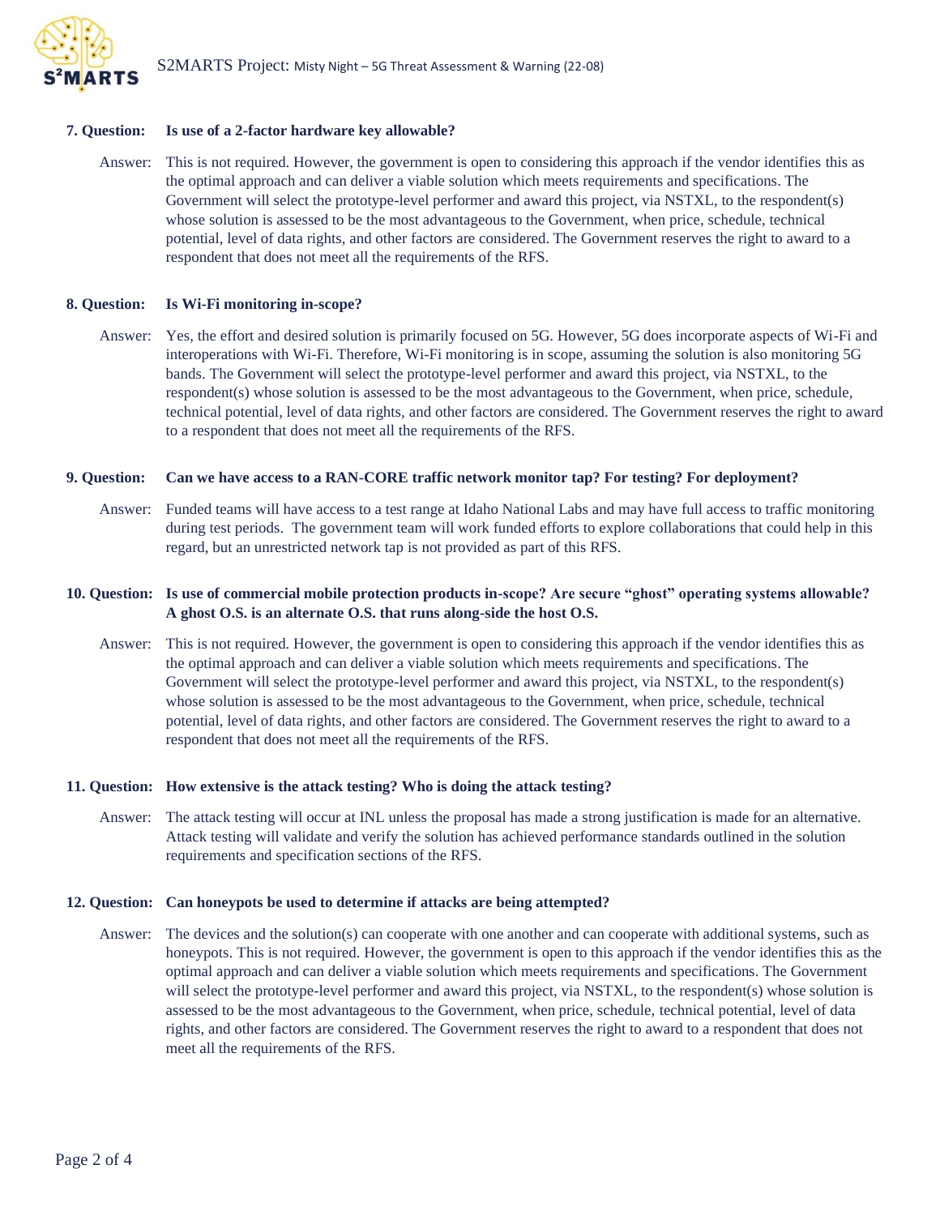**7. Question: Is use of a 2-factor hardware key allowable?**

Answer: This is not required. However, the government is open to considering this approach if the vendor identifies this as the optimal approach and can deliver a viable solution which meets requirements and specifications. The Government will select the prototype-level performer and award this project, via NSTXL, to the respondent(s) whose solution is assessed to be the most advantageous to the Government, when price, schedule, technical potential, level of data rights, and other factors are considered. The Government reserves the right to award to a respondent that does not meet all the requirements of the RFS.

**8. Question: Is Wi-Fi monitoring in-scope?**

Answer: Yes, the effort and desired solution is primarily focused on 5G. However, 5G does incorporate aspects of Wi-Fi and interoperations with Wi-Fi. Therefore, Wi-Fi monitoring is in scope, assuming the solution is also monitoring 5G bands. The Government will select the prototype-level performer and award this project, via NSTXL, to the respondent(s) whose solution is assessed to be the most advantageous to the Government, when price, schedule, technical potential, level of data rights, and other factors are considered. The Government reserves the right to award to a respondent that does not meet all the requirements of the RFS.

**9. Question: Can we have access to a RAN-CORE traffic network monitor tap? For testing? For deployment?**

Answer: Funded teams will have access to a test range at Idaho National Labs and may have full access to traffic monitoring during test periods. The government team will work funded efforts to explore collaborations that could help in this regard, but an unrestricted network tap is not provided as part of this RFS.

**10. Question: Is use of commercial mobile protection products in-scope? Are secure "ghost" operating systems allowable? A ghost O.S. is an alternate O.S. that runs along-side the host O.S.**

Answer: This is not required. However, the government is open to considering this approach if the vendor identifies this as the optimal approach and can deliver a viable solution which meets requirements and specifications. The Government will select the prototype-level performer and award this project, via NSTXL, to the respondent(s) whose solution is assessed to be the most advantageous to the Government, when price, schedule, technical potential, level of data rights, and other factors are considered. The Government reserves the right to award to a respondent that does not meet all the requirements of the RFS.

**11. Question: How extensive is the attack testing? Who is doing the attack testing?**

Answer: The attack testing will occur at INL unless the proposal has made a strong justification is made for an alternative. Attack testing will validate and verify the solution has achieved performance standards outlined in the solution requirements and specification sections of the RFS.

**12. Question: Can honeypots be used to determine if attacks are being attempted?**

Answer: The devices and the solution(s) can cooperate with one another and can cooperate with additional systems, such as honeypots. This is not required. However, the government is open to this approach if the vendor identifies this as the optimal approach and can deliver a viable solution which meets requirements and specifications. The Government will select the prototype-level performer and award this project, via NSTXL, to the respondent(s) whose solution is assessed to be the most advantageous to the Government, when price, schedule, technical potential, level of data rights, and other factors are considered. The Government reserves the right to award to a respondent that does not meet all the requirements of the RFS.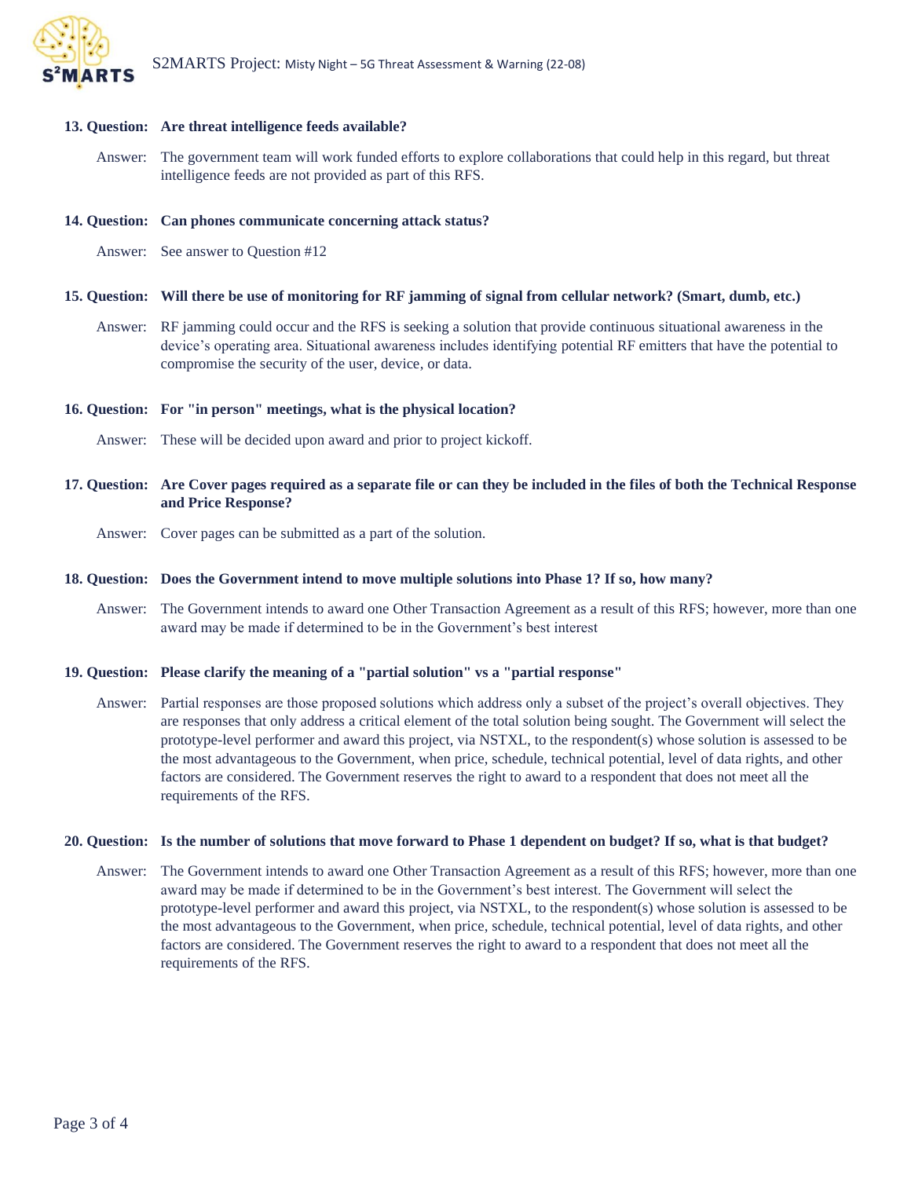**13. Question: Are threat intelligence feeds available?**

Answer: The government team will work funded efforts to explore collaborations that could help in this regard, but threat intelligence feeds are not provided as part of this RFS.

**14. Question: Can phones communicate concerning attack status?**

Answer: See answer to Question #12

**15. Question: Will there be use of monitoring for RF jamming of signal from cellular network? (Smart, dumb, etc.)**

Answer: RF jamming could occur and the RFS is seeking a solution that provide continuous situational awareness in the device's operating area. Situational awareness includes identifying potential RF emitters that have the potential to compromise the security of the user, device, or data.

**16. Question: For "in person" meetings, what is the physical location?**

Answer: These will be decided upon award and prior to project kickoff.

**17. Question: Are Cover pages required as a separate file or can they be included in the files of both the Technical Response and Price Response?**

Answer: Cover pages can be submitted as a part of the solution.

**18. Question: Does the Government intend to move multiple solutions into Phase 1? If so, how many?**

Answer: The Government intends to award one Other Transaction Agreement as a result of this RFS; however, more than one award may be made if determined to be in the Government's best interest

**19. Question: Please clarify the meaning of a "partial solution" vs a "partial response"**

Answer: Partial responses are those proposed solutions which address only a subset of the project's overall objectives. They are responses that only address a critical element of the total solution being sought. The Government will select the prototype-level performer and award this project, via NSTXL, to the respondent(s) whose solution is assessed to be the most advantageous to the Government, when price, schedule, technical potential, level of data rights, and other factors are considered. The Government reserves the right to award to a respondent that does not meet all the requirements of the RFS.

**20. Question: Is the number of solutions that move forward to Phase 1 dependent on budget? If so, what is that budget?**

Answer: The Government intends to award one Other Transaction Agreement as a result of this RFS; however, more than one award may be made if determined to be in the Government's best interest. The Government will select the prototype-level performer and award this project, via NSTXL, to the respondent(s) whose solution is assessed to be the most advantageous to the Government, when price, schedule, technical potential, level of data rights, and other factors are considered. The Government reserves the right to award to a respondent that does not meet all the requirements of the RFS.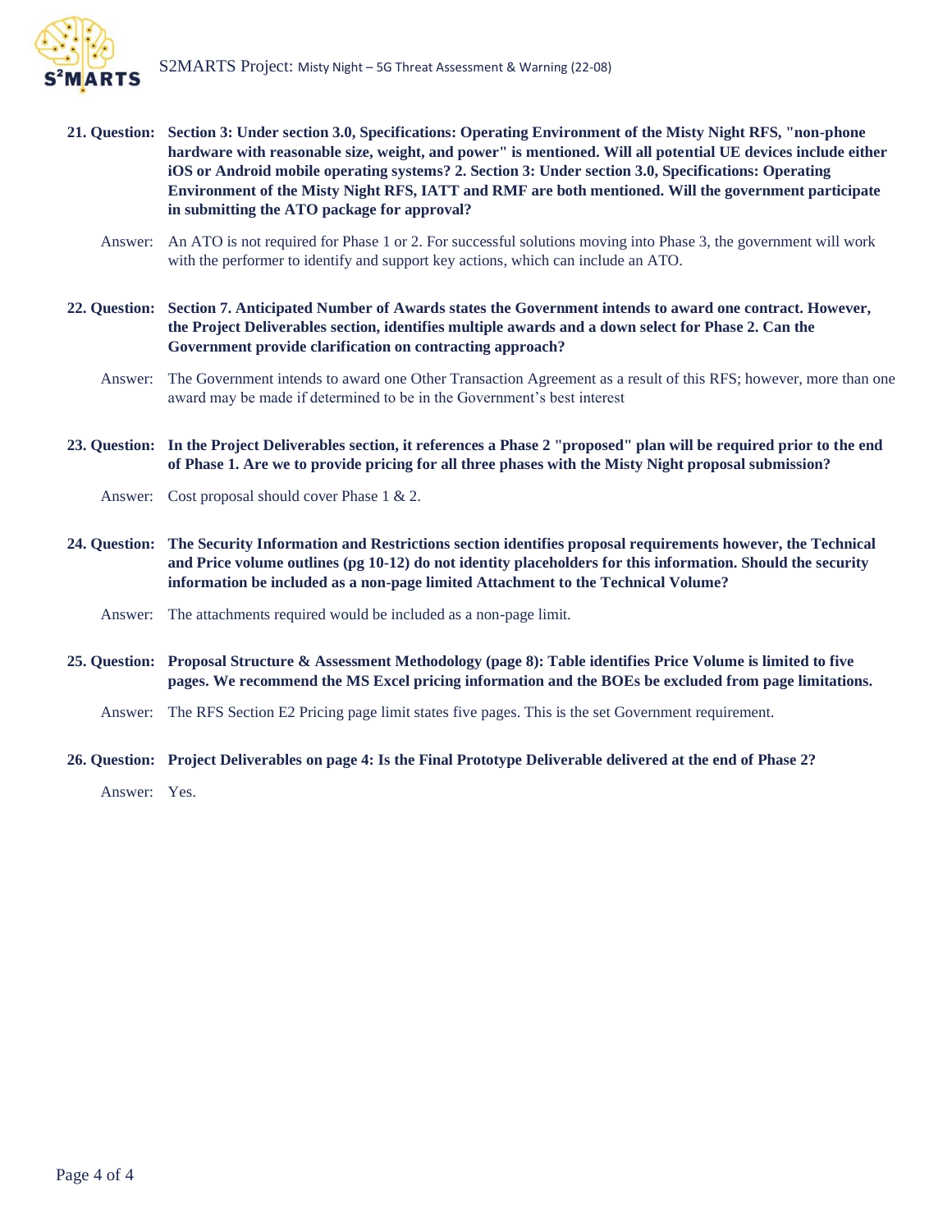**21. Question: Section 3: Under section 3.0, Specifications: Operating Environment of the Misty Night RFS, "non-phone hardware with reasonable size, weight, and power" is mentioned. Will all potential UE devices include either iOS or Android mobile operating systems? 2. Section 3: Under section 3.0, Specifications: Operating Environment of the Misty Night RFS, IATT and RMF are both mentioned. Will the government participate in submitting the ATO package for approval?**

Answer: An ATO is not required for Phase 1 or 2. For successful solutions moving into Phase 3, the government will work with the performer to identify and support key actions, which can include an ATO.

**22. Question: Section 7. Anticipated Number of Awards states the Government intends to award one contract. However, the Project Deliverables section, identifies multiple awards and a down select for Phase 2. Can the Government provide clarification on contracting approach?**

Answer: The Government intends to award one Other Transaction Agreement as a result of this RFS; however, more than one award may be made if determined to be in the Government's best interest

**23. Question: In the Project Deliverables section, it references a Phase 2 "proposed" plan will be required prior to the end of Phase 1. Are we to provide pricing for all three phases with the Misty Night proposal submission?**

Answer: Cost proposal should cover Phase 1 & 2.

**24. Question: The Security Information and Restrictions section identifies proposal requirements however, the Technical and Price volume outlines (pg 10-12) do not identity placeholders for this information. Should the security information be included as a non-page limited Attachment to the Technical Volume?**

Answer: The attachments required would be included as a non-page limit.

**25. Question: Proposal Structure & Assessment Methodology (page 8): Table identifies Price Volume is limited to five pages. We recommend the MS Excel pricing information and the BOEs be excluded from page limitations.**

Answer: The RFS Section E2 Pricing page limit states five pages. This is the set Government requirement.

**26. Question: Project Deliverables on page 4: Is the Final Prototype Deliverable delivered at the end of Phase 2?**

Answer: Yes.